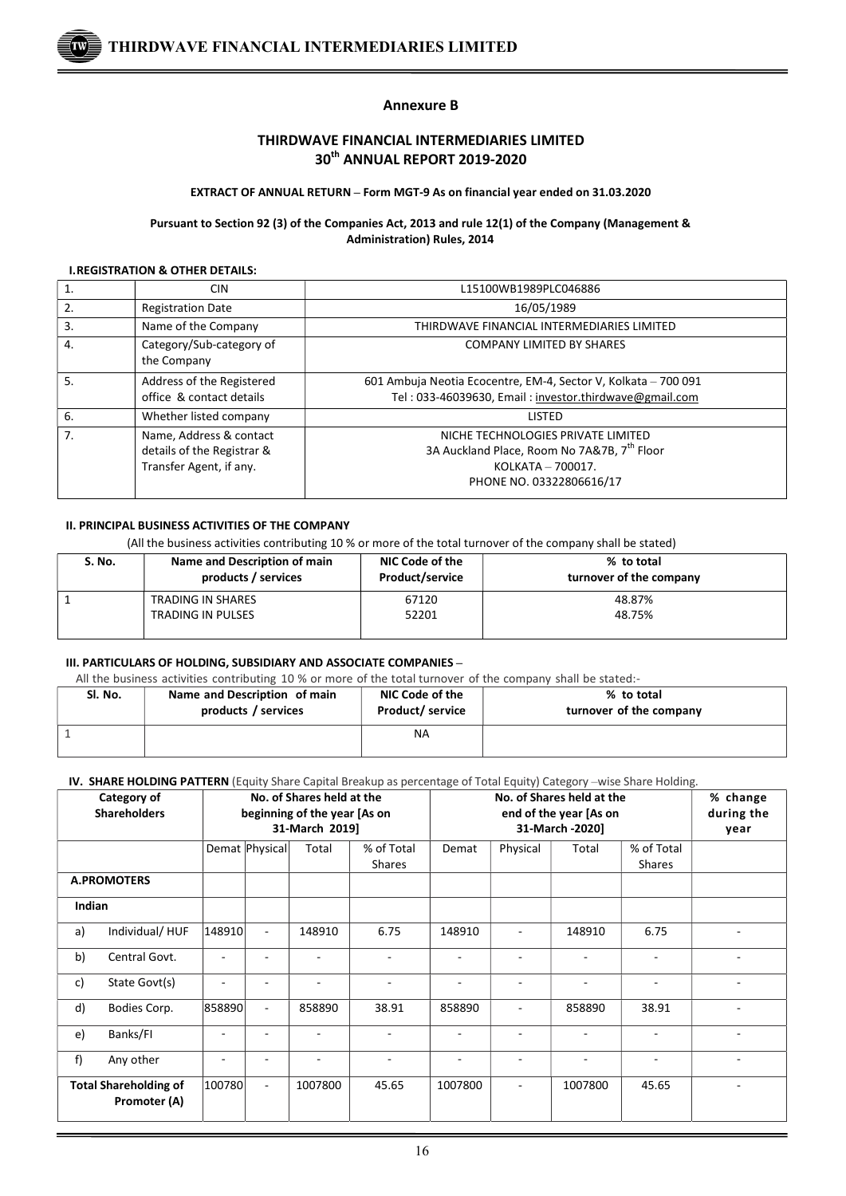## Annexure B

## THIRDWAVE FINANCIAL INTERMEDIARIES LIMITED
## 30th ANNUAL REPORT 2019-2020

**EXTRACT OF ANNUAL RETURN – Form MGT-9 As on financial year ended on 31.03.2020**

**Pursuant to Section 92 (3) of the Companies Act, 2013 and rule 12(1) of the Company (Management & Administration) Rules, 2014**

**I. REGISTRATION & OTHER DETAILS:**

| | | |
|---|---|---|
| 1. | CIN | L15100WB1989PLC046886 |
| 2. | Registration Date | 16/05/1989 |
| 3. | Name of the Company | THIRDWAVE FINANCIAL INTERMEDIARIES LIMITED |
| 4. | Category/Sub-category of the Company | COMPANY LIMITED BY SHARES |
| 5. | Address of the Registered office & contact details | 601 Ambuja Neotia Ecocentre, EM-4, Sector V, Kolkata – 700 091<br>Tel : 033-46039630, Email : investor.thirdwave@gmail.com |
| 6. | Whether listed company | LISTED |
| 7. | Name, Address & contact details of the Registrar & Transfer Agent, if any. | NICHE TECHNOLOGIES PRIVATE LIMITED<br>3A Auckland Place, Room No 7A&7B, 7th Floor<br>KOLKATA – 700017.<br>PHONE NO. 03322806616/17 |

**II. PRINCIPAL BUSINESS ACTIVITIES OF THE COMPANY**

(All the business activities contributing 10 % or more of the total turnover of the company shall be stated)

| S. No. | Name and Description of main products / services | NIC Code of the Product/service | % to total turnover of the company |
|---|---|---|---|
| 1 | TRADING IN SHARES<br>TRADING IN PULSES | 67120<br>52201 | 48.87%<br>48.75% |

**III. PARTICULARS OF HOLDING, SUBSIDIARY AND ASSOCIATE COMPANIES –**

All the business activities contributing 10 % or more of the total turnover of the company shall be stated:-

| Sl. No. | Name and Description of main products / services | NIC Code of the Product/ service | % to total turnover of the company |
|---|---|---|---|
| 1 | | NA | |

**IV. SHARE HOLDING PATTERN** (Equity Share Capital Breakup as percentage of Total Equity) Category –wise Share Holding.

| Category of Shareholders | No. of Shares held at the beginning of the year [As on 31-March 2019] | | | | No. of Shares held at the end of the year [As on 31-March -2020] | | | | % change during the year |
|---|---|---|---|---|---|---|---|---|---|
| | Demat | Physical | Total | % of Total Shares | Demat | Physical | Total | % of Total Shares | |
| **A.PROMOTERS** | | | | | | | | | |
| **Indian** | | | | | | | | | |
| a) Individual/ HUF | 148910 | - | 148910 | 6.75 | 148910 | - | 148910 | 6.75 | - |
| b) Central Govt. | - | - | - | - | - | - | - | - | - |
| c) State Govt(s) | - | - | - | - | - | - | - | - | - |
| d) Bodies Corp. | 858890 | - | 858890 | 38.91 | 858890 | - | 858890 | 38.91 | - |
| e) Banks/FI | - | - | - | - | - | - | - | - | - |
| f) Any other | - | - | - | - | - | - | - | - | - |
| **Total Shareholding of Promoter (A)** | 100780 | - | 1007800 | 45.65 | 1007800 | - | 1007800 | 45.65 | - |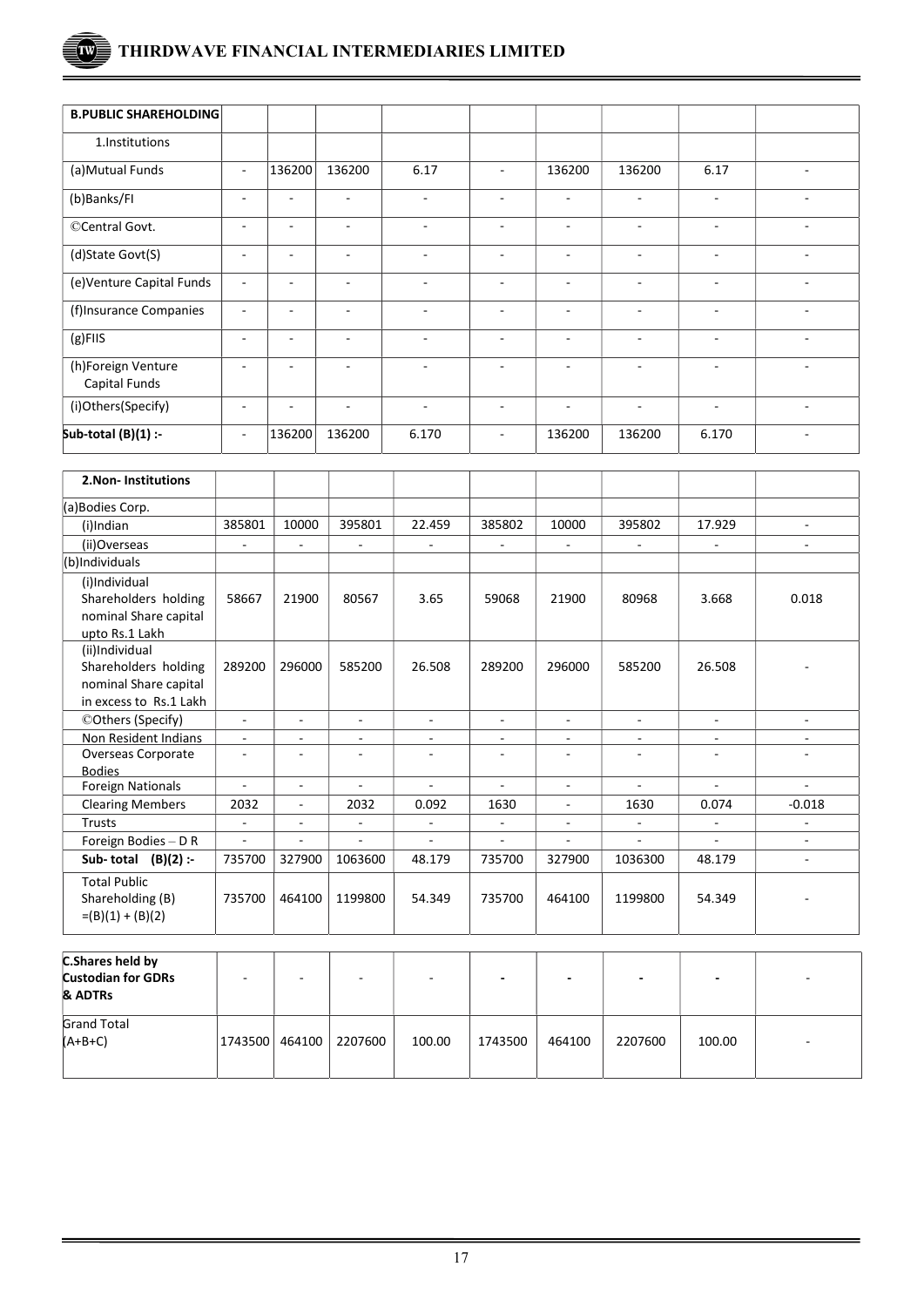| B.PUBLIC SHAREHOLDING | | | | | | | | | |
|---|---|---|---|---|---|---|---|---|---|
| 1.Institutions | | | | | | | | | |
| (a)Mutual Funds | - | 136200 | 136200 | 6.17 | - | 136200 | 136200 | 6.17 | - |
| (b)Banks/FI | - | - | - | - | - | - | - | - | - |
| ©Central Govt. | - | - | - | - | - | - | - | - | - |
| (d)State Govt(S) | - | - | - | - | - | - | - | - | - |
| (e)Venture Capital Funds | - | - | - | - | - | - | - | - | - |
| (f)Insurance Companies | - | - | - | - | - | - | - | - | - |
| (g)FIIS | - | - | - | - | - | - | - | - | - |
| (h)Foreign Venture Capital Funds | - | - | - | - | - | - | - | - | - |
| (i)Others(Specify) | - | - | - | - | - | - | - | - | - |
| **Sub-total (B)(1) :-** | - | 136200 | 136200 | 6.170 | - | 136200 | 136200 | 6.170 | - |
| **2.Non- Institutions** | | | | | | | | | |
| (a)Bodies Corp. | | | | | | | | | |
| (i)Indian | 385801 | 10000 | 395801 | 22.459 | 385802 | 10000 | 395802 | 17.929 | - |
| (ii)Overseas | - | - | - | - | - | - | - | - | - |
| (b)Individuals | | | | | | | | | |
| (i)Individual Shareholders holding nominal Share capital upto Rs.1 Lakh | 58667 | 21900 | 80567 | 3.65 | 59068 | 21900 | 80968 | 3.668 | 0.018 |
| (ii)Individual Shareholders holding nominal Share capital in excess to Rs.1 Lakh | 289200 | 296000 | 585200 | 26.508 | 289200 | 296000 | 585200 | 26.508 | - |
| ©Others (Specify) | - | - | - | - | - | - | - | - | - |
| Non Resident Indians | - | - | - | - | - | - | - | - | - |
| Overseas Corporate Bodies | - | - | - | - | - | - | - | - | - |
| Foreign Nationals | - | - | - | - | - | - | - | - | - |
| Clearing Members | 2032 | - | 2032 | 0.092 | 1630 | - | 1630 | 0.074 | -0.018 |
| Trusts | - | - | - | - | - | - | - | - | - |
| Foreign Bodies – D R | - | - | - | - | - | - | - | - | - |
| **Sub- total (B)(2) :-** | 735700 | 327900 | 1063600 | 48.179 | 735700 | 327900 | 1036300 | 48.179 | - |
| Total Public Shareholding (B) =(B)(1) + (B)(2) | 735700 | 464100 | 1199800 | 54.349 | 735700 | 464100 | 1199800 | 54.349 | - |
| **C.Shares held by Custodian for GDRs & ADTRs** | - | - | - | - | - | - | - | - | - |
| Grand Total (A+B+C) | 1743500 | 464100 | 2207600 | 100.00 | 1743500 | 464100 | 2207600 | 100.00 | - |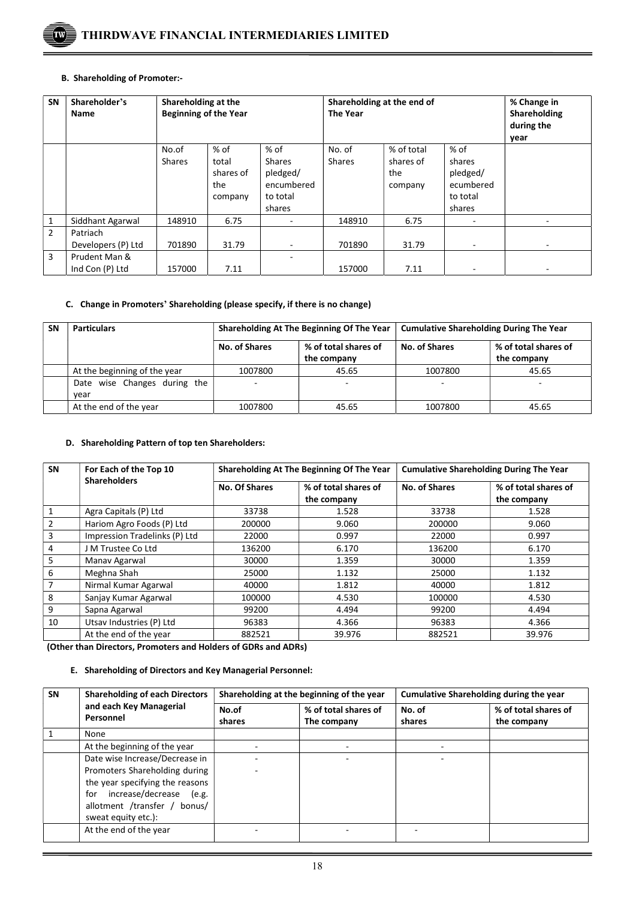### B. Shareholding of Promoter:-

| SN | Shareholder's Name | Shareholding at the Beginning of the Year | | | Shareholding at the end of The Year | | | % Change in Shareholding during the year |
|---|---|---|---|---|---|---|---|---|
| | | No.of Shares | % of total shares of the company | % of Shares pledged/ encumbered to total shares | No. of Shares | % of total shares of the company | % of shares pledged/ ecumbered to total shares | |
| 1 | Siddhant Agarwal | 148910 | 6.75 | - | 148910 | 6.75 | - | - |
| 2 | Patriach Developers (P) Ltd | 701890 | 31.79 | - | 701890 | 31.79 | - | - |
| 3 | Prudent Man & Ind Con (P) Ltd | 157000 | 7.11 | - | 157000 | 7.11 | - | - |

### C. Change in Promoters' Shareholding (please specify, if there is no change)

| SN | Particulars | Shareholding At The Beginning Of The Year | | Cumulative Shareholding During The Year | |
|---|---|---|---|---|---|
| | | No. of Shares | % of total shares of the company | No. of Shares | % of total shares of the company |
| | At the beginning of the year | 1007800 | 45.65 | 1007800 | 45.65 |
| | Date wise Changes during the year | - | - | - | - |
| | At the end of the year | 1007800 | 45.65 | 1007800 | 45.65 |

### D. Shareholding Pattern of top ten Shareholders:

| SN | For Each of the Top 10 Shareholders | Shareholding At The Beginning Of The Year | | Cumulative Shareholding During The Year | |
|---|---|---|---|---|---|
| | | No. Of Shares | % of total shares of the company | No. of Shares | % of total shares of the company |
| 1 | Agra Capitals (P) Ltd | 33738 | 1.528 | 33738 | 1.528 |
| 2 | Hariom Agro Foods (P) Ltd | 200000 | 9.060 | 200000 | 9.060 |
| 3 | Impression Tradelinks (P) Ltd | 22000 | 0.997 | 22000 | 0.997 |
| 4 | J M Trustee Co Ltd | 136200 | 6.170 | 136200 | 6.170 |
| 5 | Manav Agarwal | 30000 | 1.359 | 30000 | 1.359 |
| 6 | Meghna Shah | 25000 | 1.132 | 25000 | 1.132 |
| 7 | Nirmal Kumar Agarwal | 40000 | 1.812 | 40000 | 1.812 |
| 8 | Sanjay Kumar Agarwal | 100000 | 4.530 | 100000 | 4.530 |
| 9 | Sapna Agarwal | 99200 | 4.494 | 99200 | 4.494 |
| 10 | Utsav Industries (P) Ltd | 96383 | 4.366 | 96383 | 4.366 |
| | At the end of the year | 882521 | 39.976 | 882521 | 39.976 |

**(Other than Directors, Promoters and Holders of GDRs and ADRs)**

### E. Shareholding of Directors and Key Managerial Personnel:

| SN | Shareholding of each Directors and each Key Managerial Personnel | Shareholding at the beginning of the year | | Cumulative Shareholding during the year | |
|---|---|---|---|---|---|
| | | No.of shares | % of total shares of The company | No. of shares | % of total shares of the company |
| 1 | None | | | | |
| | At the beginning of the year | - | - | - | |
| | Date wise Increase/Decrease in Promoters Shareholding during the year specifying the reasons for increase/decrease (e.g. allotment /transfer / bonus/ sweat equity etc.): | - - | - | - | |
| | At the end of the year | - | - | - | |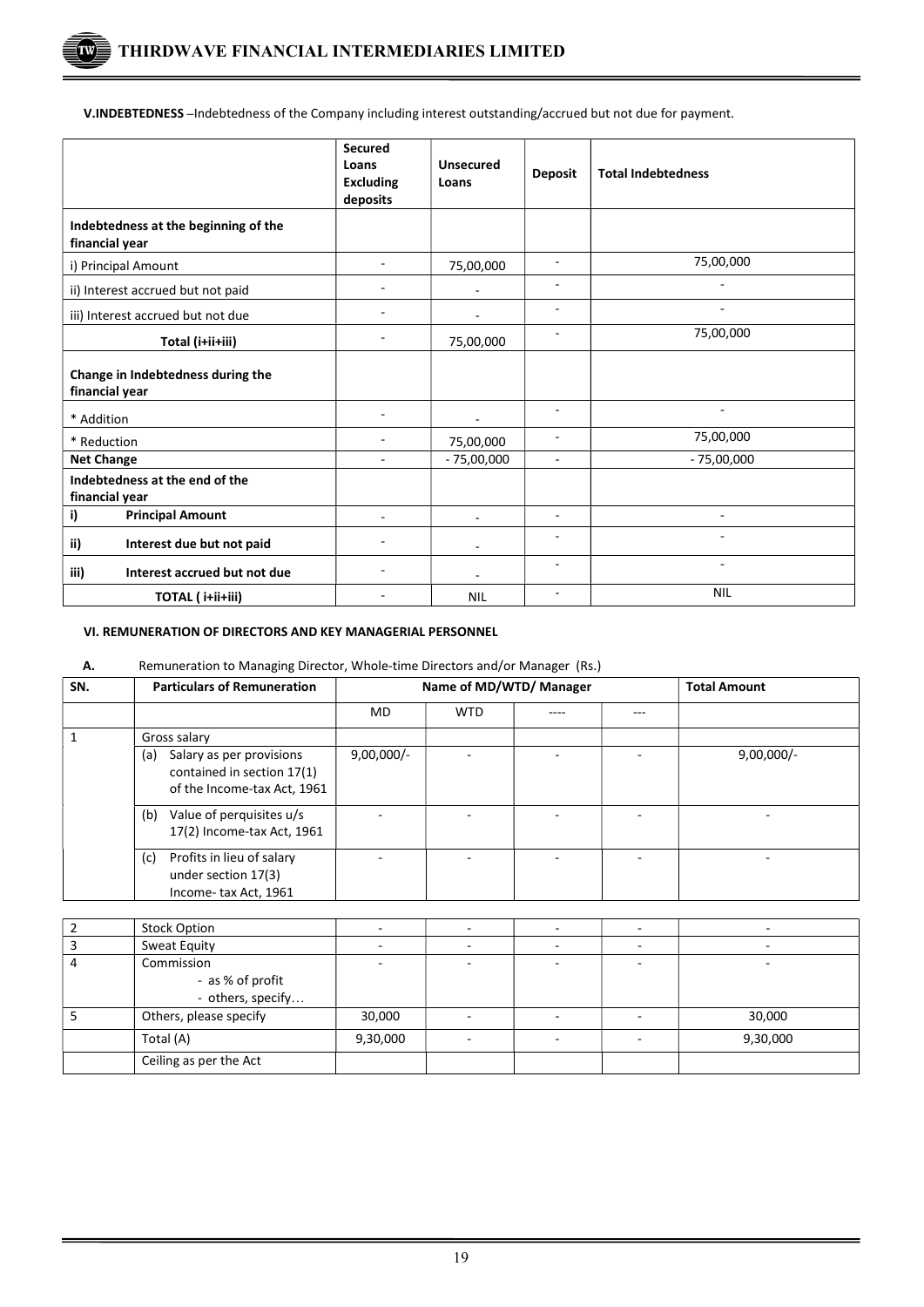**V.INDEBTEDNESS** –Indebtedness of the Company including interest outstanding/accrued but not due for payment.

| | Secured Loans Excluding deposits | Unsecured Loans | Deposit | Total Indebtedness |
|---|---|---|---|---|
| **Indebtedness at the beginning of the financial year** | | | | |
| i) Principal Amount | - | 75,00,000 | - | 75,00,000 |
| ii) Interest accrued but not paid | - | - | - | - |
| iii) Interest accrued but not due | - | - | - | - |
| **Total (i+ii+iii)** | - | 75,00,000 | - | 75,00,000 |
| **Change in Indebtedness during the financial year** | | | | |
| * Addition | - | - | - | - |
| * Reduction | - | 75,00,000 | - | 75,00,000 |
| **Net Change** | - | - 75,00,000 | - | - 75,00,000 |
| **Indebtedness at the end of the financial year** | | | | |
| **i) Principal Amount** | - | - | - | - |
| **ii) Interest due but not paid** | - | - | - | - |
| **iii) Interest accrued but not due** | - | - | - | - |
| **TOTAL ( i+ii+iii)** | - | NIL | - | NIL |

**VI. REMUNERATION OF DIRECTORS AND KEY MANAGERIAL PERSONNEL**

**A.** Remuneration to Managing Director, Whole-time Directors and/or Manager (Rs.)

| SN. | Particulars of Remuneration | Name of MD/WTD/ Manager | | | | Total Amount |
|---|---|---|---|---|---|---|
| | | MD | WTD | ---- | --- | |
| 1 | Gross salary | | | | | |
| | (a) Salary as per provisions contained in section 17(1) of the Income-tax Act, 1961 | 9,00,000/- | - | - | - | 9,00,000/- |
| | (b) Value of perquisites u/s 17(2) Income-tax Act, 1961 | - | - | - | - | - |
| | (c) Profits in lieu of salary under section 17(3) Income- tax Act, 1961 | - | - | - | - | - |
| 2 | Stock Option | - | - | - | - | - |
| 3 | Sweat Equity | - | - | - | - | - |
| 4 | Commission<br>- as % of profit<br>- others, specify… | - | - | - | - | - |
| 5 | Others, please specify | 30,000 | - | - | - | 30,000 |
| | Total (A) | 9,30,000 | - | - | - | 9,30,000 |
| | Ceiling as per the Act | | | | | |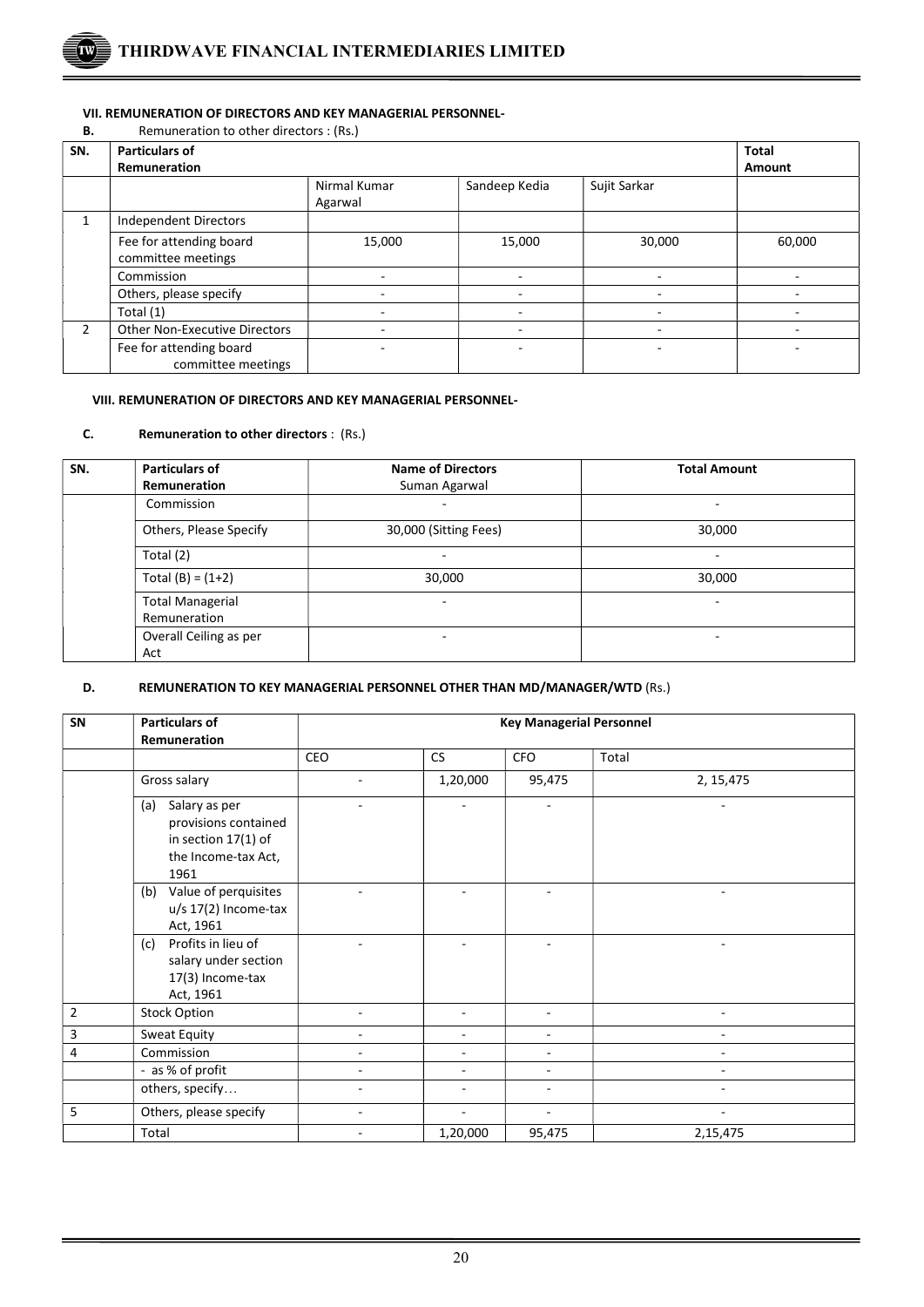### VII. REMUNERATION OF DIRECTORS AND KEY MANAGERIAL PERSONNEL-

**B.** Remuneration to other directors : (Rs.)

| SN. | Particulars of Remuneration | | | | Total Amount |
|---|---|---|---|---|---|
| | | Nirmal Kumar Agarwal | Sandeep Kedia | Sujit Sarkar | |
| 1 | Independent Directors | | | | |
| | Fee for attending board committee meetings | 15,000 | 15,000 | 30,000 | 60,000 |
| | Commission | - | - | - | - |
| | Others, please specify | - | - | - | - |
| | Total (1) | - | - | - | - |
| 2 | Other Non-Executive Directors | - | - | - | - |
| | Fee for attending board committee meetings | - | - | - | - |

#### VIII. REMUNERATION OF DIRECTORS AND KEY MANAGERIAL PERSONNEL-

**C. Remuneration to other directors** : (Rs.)

| SN. | Particulars of Remuneration | Name of Directors<br>Suman Agarwal | Total Amount |
|---|---|---|---|
| | Commission | - | - |
| | Others, Please Specify | 30,000 (Sitting Fees) | 30,000 |
| | Total (2) | - | - |
| | Total (B) = (1+2) | 30,000 | 30,000 |
| | Total Managerial Remuneration | - | - |
| | Overall Ceiling as per Act | - | - |

**D. REMUNERATION TO KEY MANAGERIAL PERSONNEL OTHER THAN MD/MANAGER/WTD** (Rs.)

| SN | Particulars of Remuneration | Key Managerial Personnel | | | |
|---|---|---|---|---|---|
| | | CEO | CS | CFO | Total |
| | Gross salary | - | 1,20,000 | 95,475 | 2, 15,475 |
| | (a) Salary as per provisions contained in section 17(1) of the Income-tax Act, 1961 | - | - | - | - |
| | (b) Value of perquisites u/s 17(2) Income-tax Act, 1961 | - | - | - | - |
| | (c) Profits in lieu of salary under section 17(3) Income-tax Act, 1961 | - | - | - | - |
| 2 | Stock Option | - | - | - | - |
| 3 | Sweat Equity | - | - | - | - |
| 4 | Commission | - | - | - | - |
| | - as % of profit | - | - | - | - |
| | others, specify… | - | - | - | - |
| 5 | Others, please specify | - | - | - | - |
| | Total | - | 1,20,000 | 95,475 | 2,15,475 |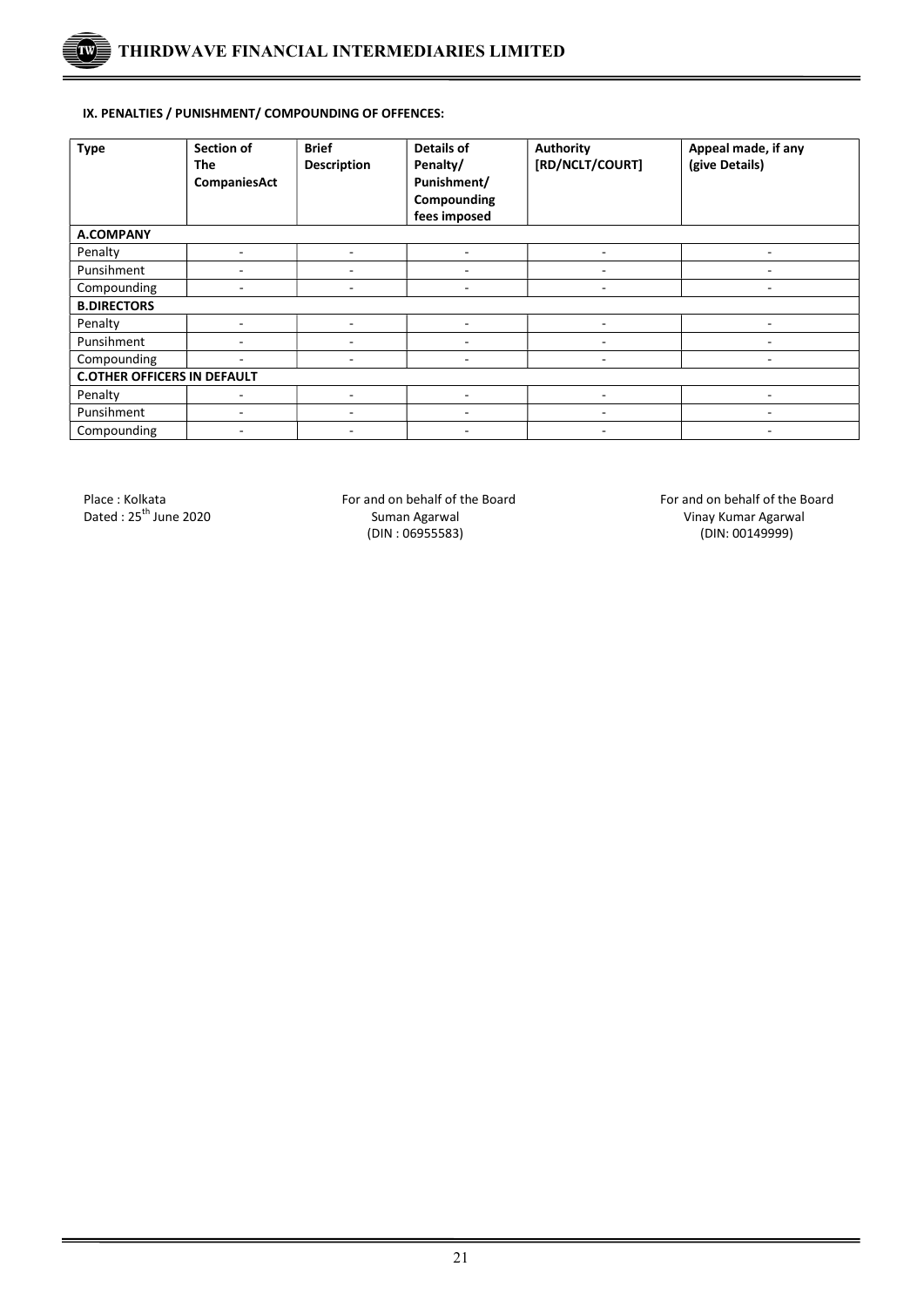**IX. PENALTIES / PUNISHMENT/ COMPOUNDING OF OFFENCES:**

| Type | Section of The CompaniesAct | Brief Description | Details of Penalty/ Punishment/ Compounding fees imposed | Authority [RD/NCLT/COURT] | Appeal made, if any (give Details) |
|---|---|---|---|---|---|
| **A.COMPANY** | | | | | |
| Penalty | - | - | - | - | - |
| Punsihment | - | - | - | - | - |
| Compounding | - | - | - | - | - |
| **B.DIRECTORS** | | | | | |
| Penalty | - | - | - | - | - |
| Punsihment | - | - | - | - | - |
| Compounding | - | - | - | - | - |
| **C.OTHER OFFICERS IN DEFAULT** | | | | | |
| Penalty | - | - | - | - | - |
| Punsihment | - | - | - | - | - |
| Compounding | - | - | - | - | - |

Place : Kolkata
Dated : 25th June 2020

For and on behalf of the Board
Suman Agarwal
(DIN : 06955583)

For and on behalf of the Board
Vinay Kumar Agarwal
(DIN: 00149999)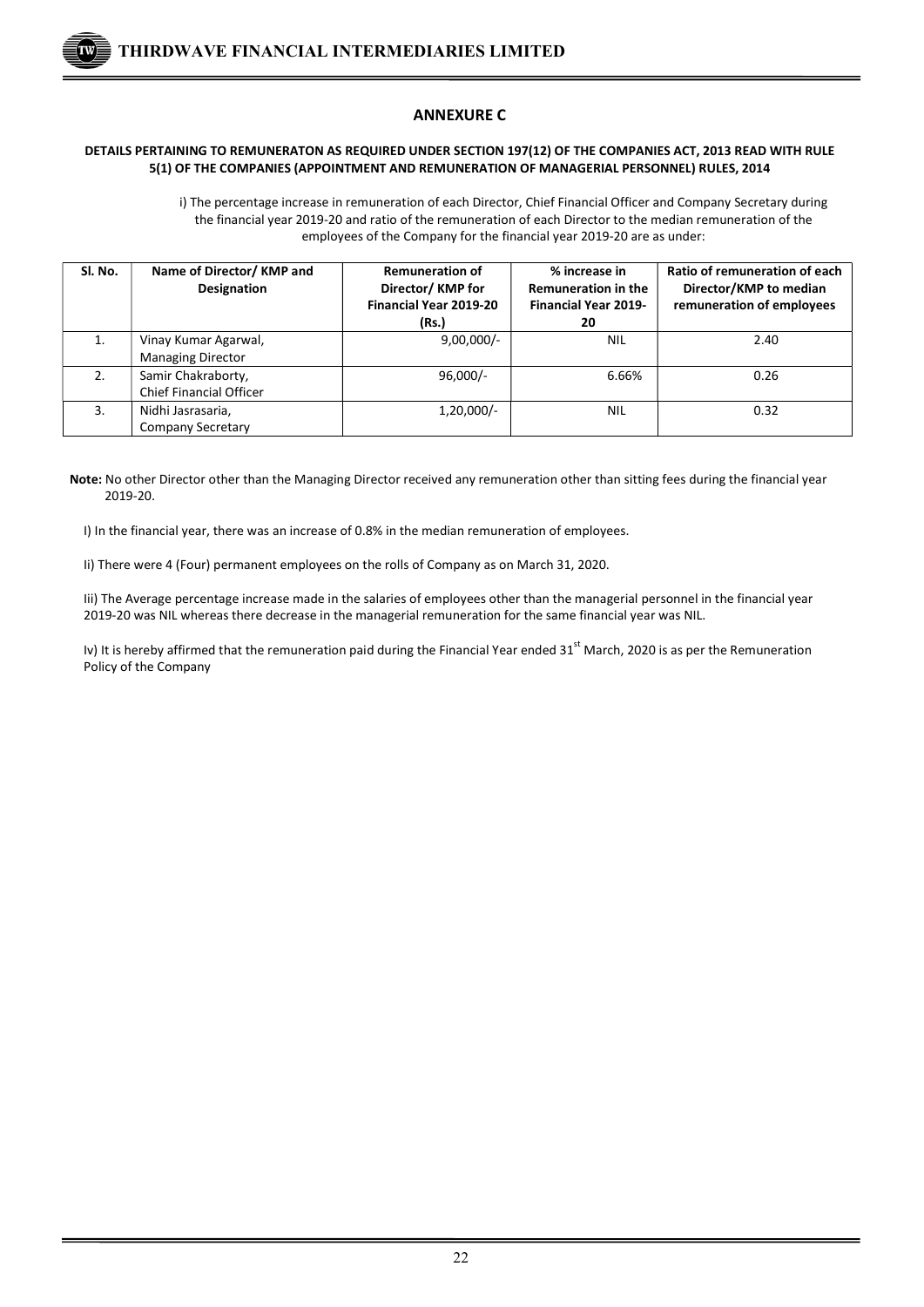## ANNEXURE C

**DETAILS PERTAINING TO REMUNERATON AS REQUIRED UNDER SECTION 197(12) OF THE COMPANIES ACT, 2013 READ WITH RULE 5(1) OF THE COMPANIES (APPOINTMENT AND REMUNERATION OF MANAGERIAL PERSONNEL) RULES, 2014**

i) The percentage increase in remuneration of each Director, Chief Financial Officer and Company Secretary during the financial year 2019-20 and ratio of the remuneration of each Director to the median remuneration of the employees of the Company for the financial year 2019-20 are as under:

| Sl. No. | Name of Director/ KMP and Designation | Remuneration of Director/ KMP for Financial Year 2019-20 (Rs.) | % increase in Remuneration in the Financial Year 2019-20 | Ratio of remuneration of each Director/KMP to median remuneration of employees |
|---|---|---|---|---|
| 1. | Vinay Kumar Agarwal, Managing Director | 9,00,000/- | NIL | 2.40 |
| 2. | Samir Chakraborty, Chief Financial Officer | 96,000/- | 6.66% | 0.26 |
| 3. | Nidhi Jasrasaria, Company Secretary | 1,20,000/- | NIL | 0.32 |

**Note:** No other Director other than the Managing Director received any remuneration other than sitting fees during the financial year 2019-20.

I) In the financial year, there was an increase of 0.8% in the median remuneration of employees.

Ii) There were 4 (Four) permanent employees on the rolls of Company as on March 31, 2020.

Iii) The Average percentage increase made in the salaries of employees other than the managerial personnel in the financial year 2019-20 was NIL whereas there decrease in the managerial remuneration for the same financial year was NIL.

Iv) It is hereby affirmed that the remuneration paid during the Financial Year ended 31st March, 2020 is as per the Remuneration Policy of the Company